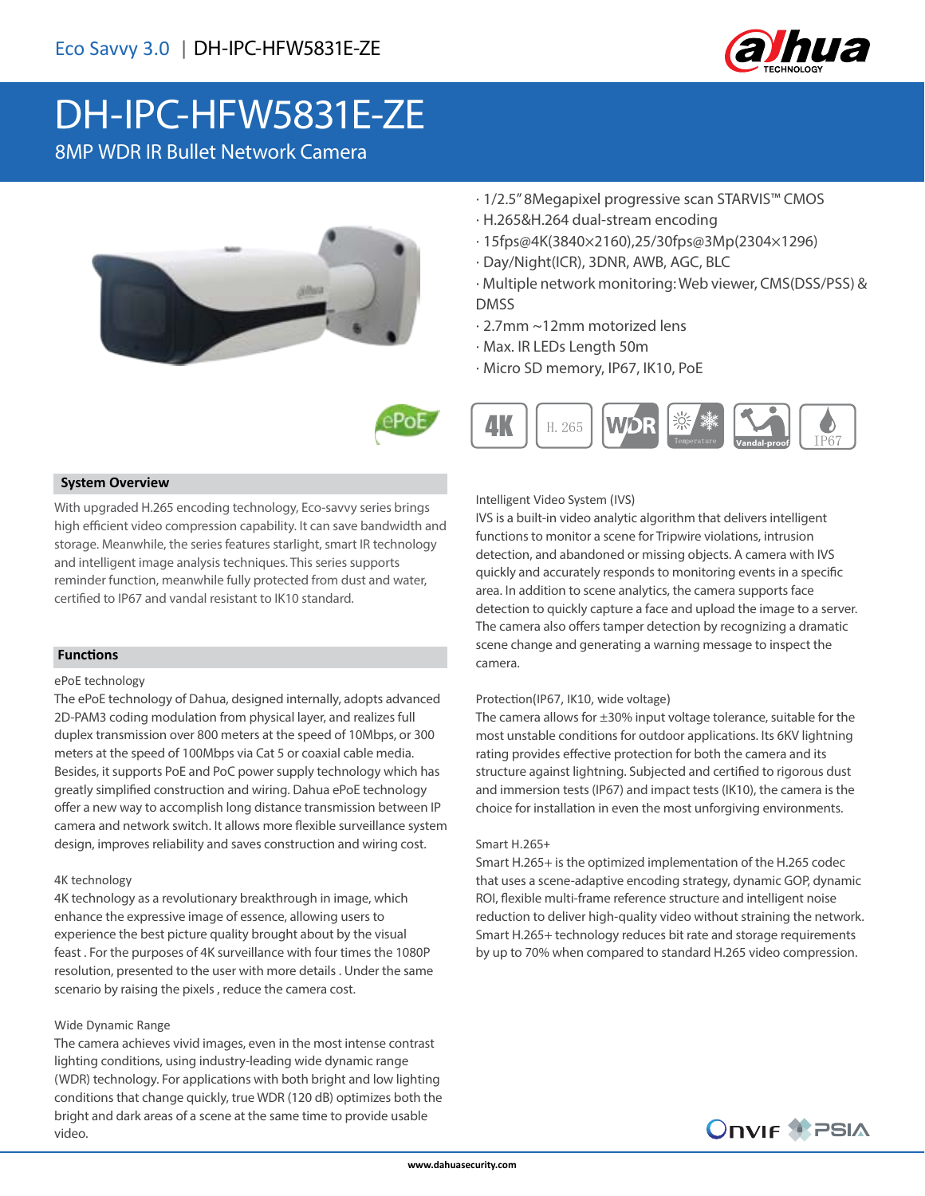Eco Savvy 3.0 | DH-IPC-HFW5831E-ZE

# DH-IPC-HFW5831E-ZE

8MP WDR IR Bullet Network Camera

- 1/2.5" 8Megapixel progressive scan STARVIS™ CMOS
- H.265&H.264 dual-stream encoding
- 15fps@4K(3840×2160),25/30fps@3Mp(2304×1296)
- Day/Night(ICR), 3DNR, AWB, AGC, BLC
- Multiple network monitoring: Web viewer, CMS(DSS/PSS) & DMSS
- 2.7mm ~12mm motorized lens
- Max. IR LEDs Length 50m
- Micro SD memory, IP67, IK10, PoE

## System Overview

With upgraded H.265 encoding technology, Eco-savvy series brings high efficient video compression capability. It can save bandwidth and storage. Meanwhile, the series features starlight, smart IR technology and intelligent image analysis techniques. This series supports reminder function, meanwhile fully protected from dust and water, certified to IP67 and vandal resistant to IK10 standard.

## Functions

ePoE technology

The ePoE technology of Dahua, designed internally, adopts advanced 2D-PAM3 coding modulation from physical layer, and realizes full duplex transmission over 800 meters at the speed of 10Mbps, or 300 meters at the speed of 100Mbps via Cat 5 or coaxial cable media. Besides, it supports PoE and PoC power supply technology which has greatly simplified construction and wiring. Dahua ePoE technology offer a new way to accomplish long distance transmission between IP camera and network switch. It allows more flexible surveillance system design, improves reliability and saves construction and wiring cost.

4K technology

4K technology as a revolutionary breakthrough in image, which enhance the expressive image of essence, allowing users to experience the best picture quality brought about by the visual feast . For the purposes of 4K surveillance with four times the 1080P resolution, presented to the user with more details . Under the same scenario by raising the pixels , reduce the camera cost.

Wide Dynamic Range

The camera achieves vivid images, even in the most intense contrast lighting conditions, using industry-leading wide dynamic range (WDR) technology. For applications with both bright and low lighting conditions that change quickly, true WDR (120 dB) optimizes both the bright and dark areas of a scene at the same time to provide usable video.

Intelligent Video System (IVS)

IVS is a built-in video analytic algorithm that delivers intelligent functions to monitor a scene for Tripwire violations, intrusion detection, and abandoned or missing objects. A camera with IVS quickly and accurately responds to monitoring events in a specific area. In addition to scene analytics, the camera supports face detection to quickly capture a face and upload the image to a server. The camera also offers tamper detection by recognizing a dramatic scene change and generating a warning message to inspect the camera.

Protection(IP67, IK10, wide voltage)

The camera allows for ±30% input voltage tolerance, suitable for the most unstable conditions for outdoor applications. Its 6KV lightning rating provides effective protection for both the camera and its structure against lightning. Subjected and certified to rigorous dust and immersion tests (IP67) and impact tests (IK10), the camera is the choice for installation in even the most unforgiving environments.

Smart H.265+

Smart H.265+ is the optimized implementation of the H.265 codec that uses a scene-adaptive encoding strategy, dynamic GOP, dynamic ROI, flexible multi-frame reference structure and intelligent noise reduction to deliver high-quality video without straining the network. Smart H.265+ technology reduces bit rate and storage requirements by up to 70% when compared to standard H.265 video compression.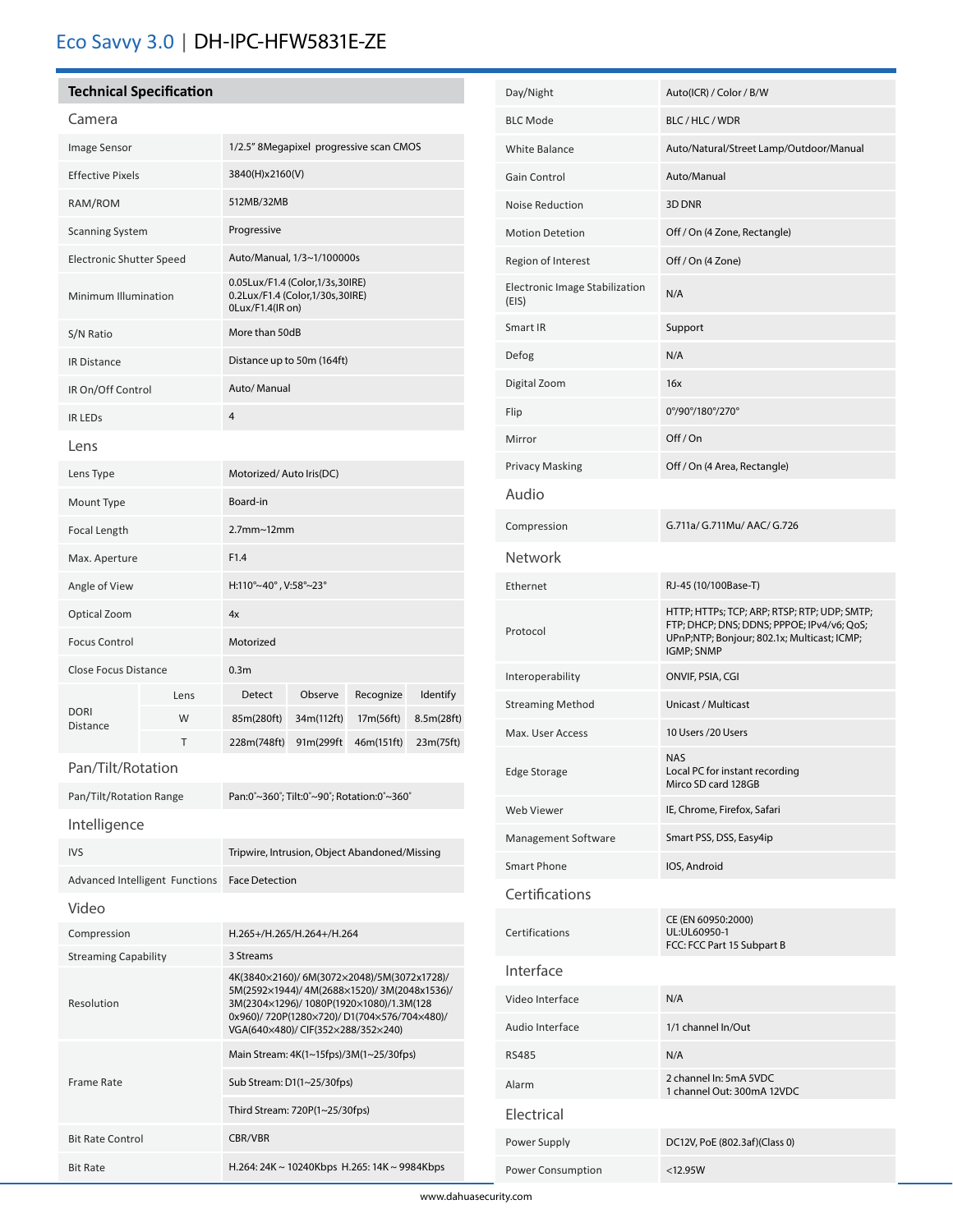# Eco Savvy 3.0 | DH-IPC-HFW5831E-ZE

## Technical Specification

### Camera

| | |
|---|---|
| Image Sensor | 1/2.5" 8Megapixel progressive scan CMOS |
| Effective Pixels | 3840(H)x2160(V) |
| RAM/ROM | 512MB/32MB |
| Scanning System | Progressive |
| Electronic Shutter Speed | Auto/Manual, 1/3~1/100000s |
| Minimum Illumination | 0.05Lux/F1.4 (Color,1/3s,30IRE)<br>0.2Lux/F1.4 (Color,1/30s,30IRE)<br>0Lux/F1.4(IR on) |
| S/N Ratio | More than 50dB |
| IR Distance | Distance up to 50m (164ft) |
| IR On/Off Control | Auto/ Manual |
| IR LEDs | 4 |

### Lens

| | |
|---|---|
| Lens Type | Motorized/ Auto Iris(DC) |
| Mount Type | Board-in |
| Focal Length | 2.7mm~12mm |
| Max. Aperture | F1.4 |
| Angle of View | H:110°~40° , V:58°~23° |
| Optical Zoom | 4x |
| Focus Control | Motorized |
| Close Focus Distance | 0.3m |

| DORI Distance | Lens | Detect | Observe | Recognize | Identify |
|---|---|---|---|---|---|
| | W | 85m(280ft) | 34m(112ft) | 17m(56ft) | 8.5m(28ft) |
| | T | 228m(748ft) | 91m(299ft | 46m(151ft) | 23m(75ft) |

### Pan/Tilt/Rotation

| | |
|---|---|
| Pan/Tilt/Rotation Range | Pan:0°~360°; Tilt:0°~90°; Rotation:0°~360° |

### Intelligence

| | |
|---|---|
| IVS | Tripwire, Intrusion, Object Abandoned/Missing |
| Advanced Intelligent Functions | Face Detection |

### Video

| | |
|---|---|
| Compression | H.265+/H.265/H.264+/H.264 |
| Streaming Capability | 3 Streams |
| Resolution | 4K(3840×2160)/ 6M(3072×2048)/5M(3072x1728)/ 5M(2592×1944)/ 4M(2688×1520)/ 3M(2048x1536)/ 3M(2304×1296)/ 1080P(1920×1080)/1.3M(128 0x960)/ 720P(1280×720)/ D1(704×576/704×480)/ VGA(640×480)/ CIF(352×288/352×240) |
| Frame Rate | Main Stream: 4K(1~15fps)/3M(1~25/30fps)<br>Sub Stream: D1(1~25/30fps)<br>Third Stream: 720P(1~25/30fps) |
| Bit Rate Control | CBR/VBR |
| Bit Rate | H.264: 24K ~ 10240Kbps H.265: 14K ~ 9984Kbps |
| Day/Night | Auto(ICR) / Color / B/W |
| BLC Mode | BLC / HLC / WDR |
| White Balance | Auto/Natural/Street Lamp/Outdoor/Manual |
| Gain Control | Auto/Manual |
| Noise Reduction | 3D DNR |
| Motion Detetion | Off / On (4 Zone, Rectangle) |
| Region of Interest | Off / On (4 Zone) |
| Electronic Image Stabilization (EIS) | N/A |
| Smart IR | Support |
| Defog | N/A |
| Digital Zoom | 16x |
| Flip | 0°/90°/180°/270° |
| Mirror | Off / On |
| Privacy Masking | Off / On (4 Area, Rectangle) |

### Audio

| | |
|---|---|
| Compression | G.711a/ G.711Mu/ AAC/ G.726 |

### Network

| | |
|---|---|
| Ethernet | RJ-45 (10/100Base-T) |
| Protocol | HTTP; HTTPs; TCP; ARP; RTSP; RTP; UDP; SMTP; FTP; DHCP; DNS; DDNS; PPPOE; IPv4/v6; QoS; UPnP;NTP; Bonjour; 802.1x; Multicast; ICMP; IGMP; SNMP |
| Interoperability | ONVIF, PSIA, CGI |
| Streaming Method | Unicast / Multicast |
| Max. User Access | 10 Users /20 Users |
| Edge Storage | NAS<br>Local PC for instant recording<br>Mirco SD card 128GB |
| Web Viewer | IE, Chrome, Firefox, Safari |
| Management Software | Smart PSS, DSS, Easy4ip |
| Smart Phone | IOS, Android |

### Certifications

| | |
|---|---|
| Certifications | CE (EN 60950:2000)<br>UL:UL60950-1<br>FCC: FCC Part 15 Subpart B |

### Interface

| | |
|---|---|
| Video Interface | N/A |
| Audio Interface | 1/1 channel In/Out |
| RS485 | N/A |
| Alarm | 2 channel In: 5mA 5VDC<br>1 channel Out: 300mA 12VDC |

### Electrical

| | |
|---|---|
| Power Supply | DC12V, PoE (802.3af)(Class 0) |
| Power Consumption | <12.95W |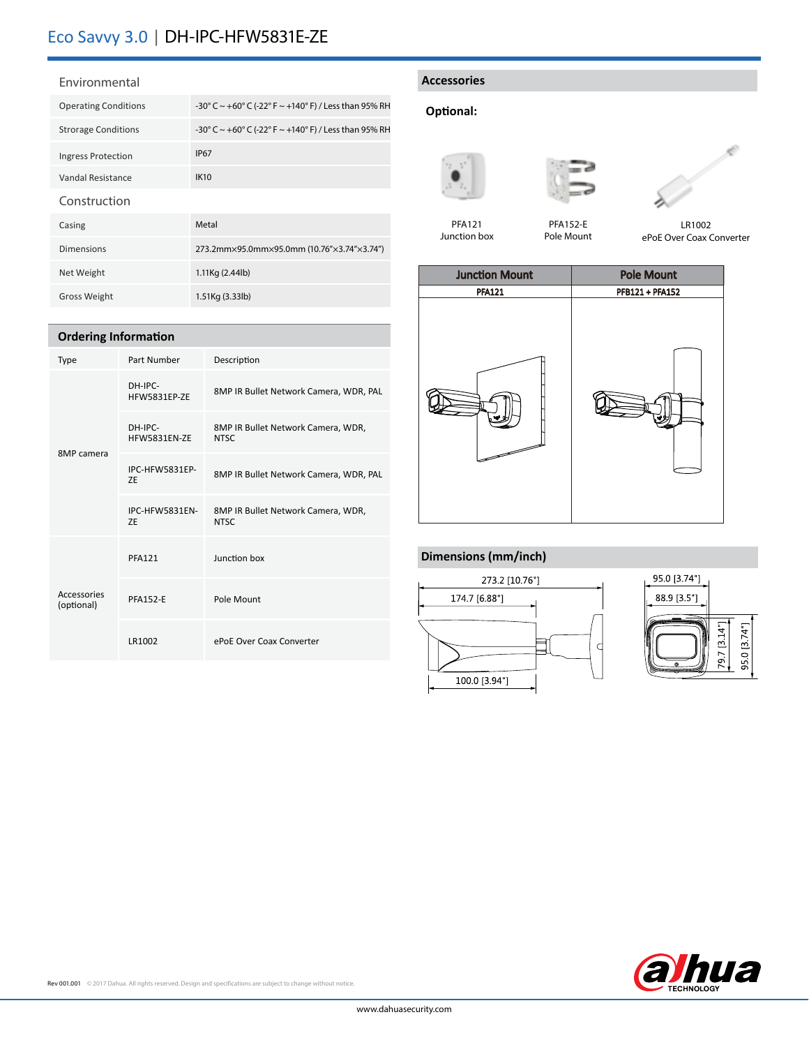# Eco Savvy 3.0 | DH-IPC-HFW5831E-ZE

## Environmental

| | |
|---|---|
| Operating Conditions | -30° C ~ +60° C (-22° F ~ +140° F) / Less than 95% RH |
| Strorage Conditions | -30° C ~ +60° C (-22° F ~ +140° F) / Less than 95% RH |
| Ingress Protection | IP67 |
| Vandal Resistance | IK10 |

## Construction

| | |
|---|---|
| Casing | Metal |
| Dimensions | 273.2mm×95.0mm×95.0mm (10.76"×3.74"×3.74") |
| Net Weight | 1.11Kg (2.44lb) |
| Gross Weight | 1.51Kg (3.33lb) |

## Ordering Information

| Type | Part Number | Description |
|---|---|---|
| 8MP camera | DH-IPC-HFW5831EP-ZE | 8MP IR Bullet Network Camera, WDR, PAL |
| | DH-IPC-HFW5831EN-ZE | 8MP IR Bullet Network Camera, WDR, NTSC |
| | IPC-HFW5831EP-ZE | 8MP IR Bullet Network Camera, WDR, PAL |
| | IPC-HFW5831EN-ZE | 8MP IR Bullet Network Camera, WDR, NTSC |
| Accessories (optional) | PFA121 | Junction box |
| | PFA152-E | Pole Mount |
| | LR1002 | ePoE Over Coax Converter |

## Accessories

**Optional:**

PFA121
Junction box

PFA152-E
Pole Mount

LR1002
ePoE Over Coax Converter

| Junction Mount | Pole Mount |
|---|---|
| PFA121 | PFB121 + PFA152 |

## Dimensions (mm/inch)

273.2 [10.76"]
174.7 [6.88"]
100.0 [3.94"]
95.0 [3.74"]
88.9 [3.5"]
79.7 [3.14"]
95.0 [3.74"]

Rev 001.001 © 2017 Dahua. All rights reserved. Design and specifications are subject to change without notice.

www.dahuasecurity.com